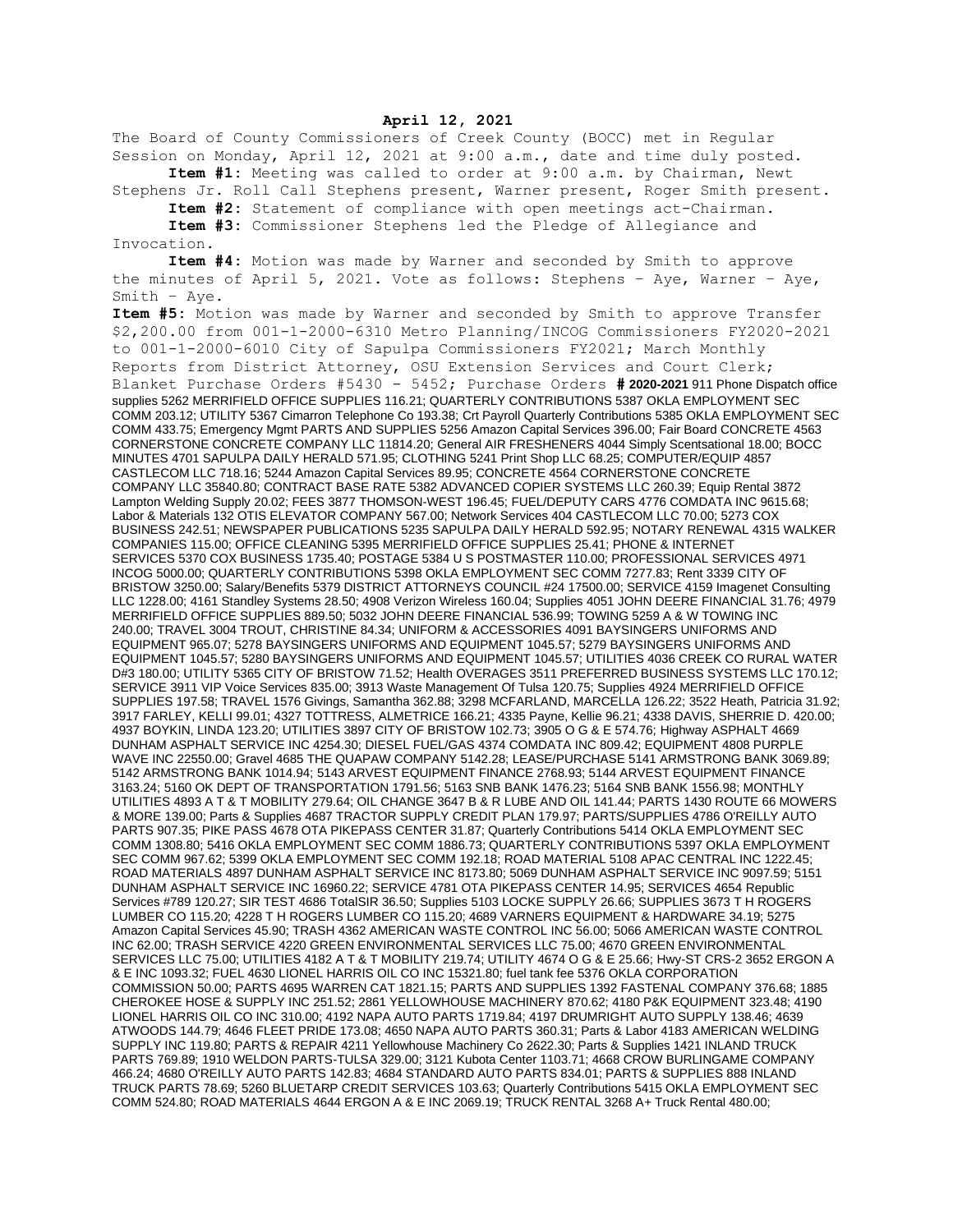**April 12, 2021**

The Board of County Commissioners of Creek County (BOCC) met in Regular Session on Monday, April 12, 2021 at 9:00 a.m., date and time duly posted.

**Item #1:** Meeting was called to order at 9:00 a.m. by Chairman, Newt Stephens Jr. Roll Call Stephens present, Warner present, Roger Smith present.

**Item #2:** Statement of compliance with open meetings act-Chairman.

**Item #3:** Commissioner Stephens led the Pledge of Allegiance and Invocation.

**Item #4:** Motion was made by Warner and seconded by Smith to approve the minutes of April 5, 2021. Vote as follows: Stephens – Aye, Warner – Aye, Smith – Aye.

**Item #5:** Motion was made by Warner and seconded by Smith to approve Transfer $2,200.00 from 001-1-2000-6310 Metro Planning/INCOG Commissioners FY2020-2021 to 001-1-2000-6010 City of Sapulpa Commissioners FY2021; March Monthly Reports from District Attorney, OSU Extension Services and Court Clerk; Blanket Purchase Orders #5430 - 5452; Purchase Orders **# 2020-2021** 911 Phone Dispatch office supplies 5262 MERRIFIELD OFFICE SUPPLIES 116.21; QUARTERLY CONTRIBUTIONS 5387 OKLA EMPLOYMENT SEC COMM 203.12; UTILITY 5367 Cimarron Telephone Co 193.38; Crt Payroll Quarterly Contributions 5385 OKLA EMPLOYMENT SEC COMM 433.75; Emergency Mgmt PARTS AND SUPPLIES 5256 Amazon Capital Services 396.00; Fair Board CONCRETE 4563 CORNERSTONE CONCRETE COMPANY LLC 11814.20; General AIR FRESHENERS 4044 Simply Scentsational 18.00; BOCC MINUTES 4701 SAPULPA DAILY HERALD 571.95; CLOTHING 5241 Print Shop LLC 68.25; COMPUTER/EQUIP 4857 CASTLECOM LLC 718.16; 5244 Amazon Capital Services 89.95; CONCRETE 4564 CORNERSTONE CONCRETE COMPANY LLC 35840.80; CONTRACT BASE RATE 5382 ADVANCED COPIER SYSTEMS LLC 260.39; Equip Rental 3872 Lampton Welding Supply 20.02; FEES 3877 THOMSON-WEST 196.45; FUEL/DEPUTY CARS 4776 COMDATA INC 9615.68; Labor & Materials 132 OTIS ELEVATOR COMPANY 567.00; Network Services 404 CASTLECOM LLC 70.00; 5273 COX BUSINESS 242.51; NEWSPAPER PUBLICATIONS 5235 SAPULPA DAILY HERALD 592.95; NOTARY RENEWAL 4315 WALKER COMPANIES 115.00; OFFICE CLEANING 5395 MERRIFIELD OFFICE SUPPLIES 25.41; PHONE & INTERNET SERVICES 5370 COX BUSINESS 1735.40; POSTAGE 5384 U S POSTMASTER 110.00; PROFESSIONAL SERVICES 4971 INCOG 5000.00; QUARTERLY CONTRIBUTIONS 5398 OKLA EMPLOYMENT SEC COMM 7277.83; Rent 3339 CITY OF BRISTOW 3250.00; Salary/Benefits 5379 DISTRICT ATTORNEYS COUNCIL #24 17500.00; SERVICE 4159 Imagenet Consulting LLC 1228.00; 4161 Standley Systems 28.50; 4908 Verizon Wireless 160.04; Supplies 4051 JOHN DEERE FINANCIAL 31.76; 4979 MERRIFIELD OFFICE SUPPLIES 889.50; 5032 JOHN DEERE FINANCIAL 536.99; TOWING 5259 A & W TOWING INC 240.00; TRAVEL 3004 TROUT, CHRISTINE 84.34; UNIFORM & ACCESSORIES 4091 BAYSINGERS UNIFORMS AND EQUIPMENT 965.07; 5278 BAYSINGERS UNIFORMS AND EQUIPMENT 1045.57; 5279 BAYSINGERS UNIFORMS AND EQUIPMENT 1045.57; 5280 BAYSINGERS UNIFORMS AND EQUIPMENT 1045.57; UTILITIES 4036 CREEK CO RURAL WATER D#3 180.00; UTILITY 5365 CITY OF BRISTOW 71.52; Health OVERAGES 3511 PREFERRED BUSINESS SYSTEMS LLC 170.12; SERVICE 3911 VIP Voice Services 835.00; 3913 Waste Management Of Tulsa 120.75; Supplies 4924 MERRIFIELD OFFICE SUPPLIES 197.58; TRAVEL 1576 Givings, Samantha 362.88; 3298 MCFARLAND, MARCELLA 126.22; 3522 Heath, Patricia 31.92; 3917 FARLEY, KELLI 99.01; 4327 TOTTRESS, ALMETRICE 166.21; 4335 Payne, Kellie 96.21; 4338 DAVIS, SHERRIE D. 420.00; 4937 BOYKIN, LINDA 123.20; UTILITIES 3897 CITY OF BRISTOW 102.73; 3905 O G & E 574.76; Highway ASPHALT 4669 DUNHAM ASPHALT SERVICE INC 4254.30; DIESEL FUEL/GAS 4374 COMDATA INC 809.42; EQUIPMENT 4808 PURPLE WAVE INC 22550.00; Gravel 4685 THE QUAPAW COMPANY 5142.28; LEASE/PURCHASE 5141 ARMSTRONG BANK 3069.89; 5142 ARMSTRONG BANK 1014.94; 5143 ARVEST EQUIPMENT FINANCE 2768.93; 5144 ARVEST EQUIPMENT FINANCE 3163.24; 5160 OK DEPT OF TRANSPORTATION 1791.56; 5163 SNB BANK 1476.23; 5164 SNB BANK 1556.98; MONTHLY UTILITIES 4893 A T & T MOBILITY 279.64; OIL CHANGE 3647 B & R LUBE AND OIL 141.44; PARTS 1430 ROUTE 66 MOWERS & MORE 139.00; Parts & Supplies 4687 TRACTOR SUPPLY CREDIT PLAN 179.97; PARTS/SUPPLIES 4786 O'REILLY AUTO PARTS 907.35; PIKE PASS 4678 OTA PIKEPASS CENTER 31.87; Quarterly Contributions 5414 OKLA EMPLOYMENT SEC COMM 1308.80; 5416 OKLA EMPLOYMENT SEC COMM 1886.73; QUARTERLY CONTRIBUTIONS 5397 OKLA EMPLOYMENT SEC COMM 967.62; 5399 OKLA EMPLOYMENT SEC COMM 192.18; ROAD MATERIAL 5108 APAC CENTRAL INC 1222.45; ROAD MATERIALS 4897 DUNHAM ASPHALT SERVICE INC 8173.80; 5069 DUNHAM ASPHALT SERVICE INC 9097.59; 5151 DUNHAM ASPHALT SERVICE INC 16960.22; SERVICE 4781 OTA PIKEPASS CENTER 14.95; SERVICES 4654 Republic Services #789 120.27; SIR TEST 4686 TotalSIR 36.50; Supplies 5103 LOCKE SUPPLY 26.66; SUPPLIES 3673 T H ROGERS LUMBER CO 115.20; 4228 T H ROGERS LUMBER CO 115.20; 4689 VARNERS EQUIPMENT & HARDWARE 34.19; 5275 Amazon Capital Services 45.90; TRASH 4362 AMERICAN WASTE CONTROL INC 56.00; 5066 AMERICAN WASTE CONTROL INC 62.00; TRASH SERVICE 4220 GREEN ENVIRONMENTAL SERVICES LLC 75.00; 4670 GREEN ENVIRONMENTAL SERVICES LLC 75.00; UTILITIES 4182 A T & T MOBILITY 219.74; UTILITY 4674 O G & E 25.66; Hwy-ST CRS-2 3652 ERGON A & E INC 1093.32; FUEL 4630 LIONEL HARRIS OIL CO INC 15321.80; fuel tank fee 5376 OKLA CORPORATION COMMISSION 50.00; PARTS 4695 WARREN CAT 1821.15; PARTS AND SUPPLIES 1392 FASTENAL COMPANY 376.68; 1885 CHEROKEE HOSE & SUPPLY INC 251.52; 2861 YELLOWHOUSE MACHINERY 870.62; 4180 P&K EQUIPMENT 323.48; 4190 LIONEL HARRIS OIL CO INC 310.00; 4192 NAPA AUTO PARTS 1719.84; 4197 DRUMRIGHT AUTO SUPPLY 138.46; 4639 ATWOODS 144.79; 4646 FLEET PRIDE 173.08; 4650 NAPA AUTO PARTS 360.31; Parts & Labor 4183 AMERICAN WELDING SUPPLY INC 119.80; PARTS & REPAIR 4211 Yellowhouse Machinery Co 2622.30; Parts & Supplies 1421 INLAND TRUCK PARTS 769.89; 1910 WELDON PARTS-TULSA 329.00; 3121 Kubota Center 1103.71; 4668 CROW BURLINGAME COMPANY 466.24; 4680 O'REILLY AUTO PARTS 142.83; 4684 STANDARD AUTO PARTS 834.01; PARTS & SUPPLIES 888 INLAND TRUCK PARTS 78.69; 5260 BLUETARP CREDIT SERVICES 103.63; Quarterly Contributions 5415 OKLA EMPLOYMENT SEC COMM 524.80; ROAD MATERIALS 4644 ERGON A & E INC 2069.19; TRUCK RENTAL 3268 A+ Truck Rental 480.00;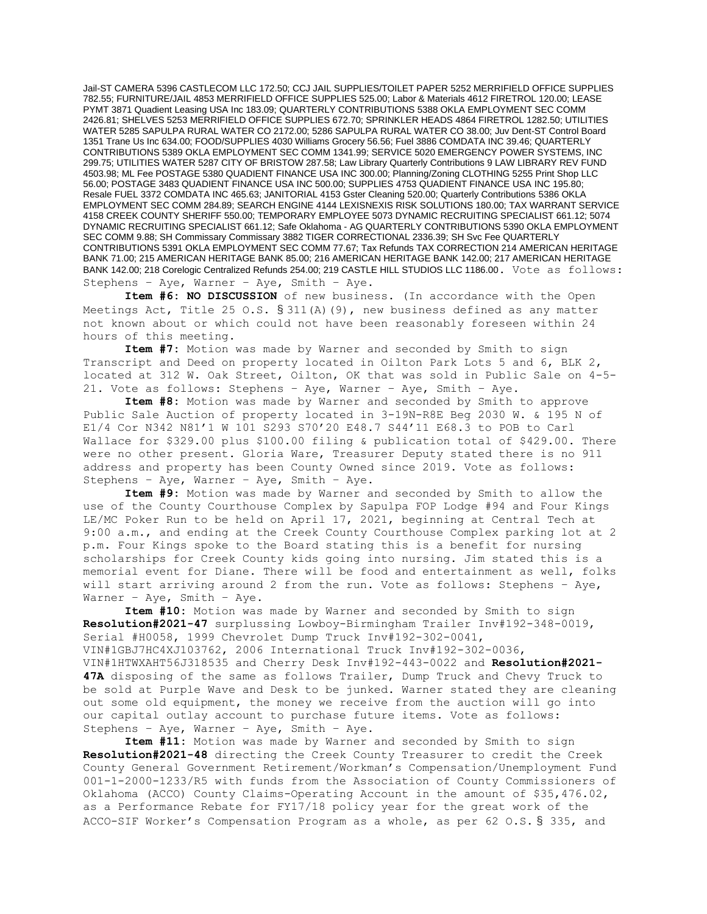Jail-ST CAMERA 5396 CASTLECOM LLC 172.50; CCJ JAIL SUPPLIES/TOILET PAPER 5252 MERRIFIELD OFFICE SUPPLIES 782.55; FURNITURE/JAIL 4853 MERRIFIELD OFFICE SUPPLIES 525.00; Labor & Materials 4612 FIRETROL 120.00; LEASE PYMT 3871 Quadient Leasing USA Inc 183.09; QUARTERLY CONTRIBUTIONS 5388 OKLA EMPLOYMENT SEC COMM 2426.81; SHELVES 5253 MERRIFIELD OFFICE SUPPLIES 672.70; SPRINKLER HEADS 4864 FIRETROL 1282.50; UTILITIES WATER 5285 SAPULPA RURAL WATER CO 2172.00; 5286 SAPULPA RURAL WATER CO 38.00; Juv Dent-ST Control Board 1351 Trane Us Inc 634.00; FOOD/SUPPLIES 4030 Williams Grocery 56.56; Fuel 3886 COMDATA INC 39.46; QUARTERLY CONTRIBUTIONS 5389 OKLA EMPLOYMENT SEC COMM 1341.99; SERVICE 5020 EMERGENCY POWER SYSTEMS, INC 299.75; UTILITIES WATER 5287 CITY OF BRISTOW 287.58; Law Library Quarterly Contributions 9 LAW LIBRARY REV FUND 4503.98; ML Fee POSTAGE 5380 QUADIENT FINANCE USA INC 300.00; Planning/Zoning CLOTHING 5255 Print Shop LLC 56.00; POSTAGE 3483 QUADIENT FINANCE USA INC 500.00; SUPPLIES 4753 QUADIENT FINANCE USA INC 195.80; Resale FUEL 3372 COMDATA INC 465.63; JANITORIAL 4153 Gster Cleaning 520.00; Quarterly Contributions 5386 OKLA EMPLOYMENT SEC COMM 284.89; SEARCH ENGINE 4144 LEXISNEXIS RISK SOLUTIONS 180.00; TAX WARRANT SERVICE 4158 CREEK COUNTY SHERIFF 550.00; TEMPORARY EMPLOYEE 5073 DYNAMIC RECRUITING SPECIALIST 661.12; 5074 DYNAMIC RECRUITING SPECIALIST 661.12; Safe Oklahoma - AG QUARTERLY CONTRIBUTIONS 5390 OKLA EMPLOYMENT SEC COMM 9.88; SH Commissary Commissary 3882 TIGER CORRECTIONAL 2336.39; SH Svc Fee QUARTERLY CONTRIBUTIONS 5391 OKLA EMPLOYMENT SEC COMM 77.67; Tax Refunds TAX CORRECTION 214 AMERICAN HERITAGE BANK 71.00; 215 AMERICAN HERITAGE BANK 85.00; 216 AMERICAN HERITAGE BANK 142.00; 217 AMERICAN HERITAGE BANK 142.00; 218 Corelogic Centralized Refunds 254.00; 219 CASTLE HILL STUDIOS LLC 1186.00. Vote as follows: Stephens – Aye, Warner – Aye, Smith – Aye.

**Item #6: NO DISCUSSION** of new business. (In accordance with the Open Meetings Act, Title 25 O.S. § 311(A)(9), new business defined as any matter not known about or which could not have been reasonably foreseen within 24 hours of this meeting.

**Item #7:** Motion was made by Warner and seconded by Smith to sign Transcript and Deed on property located in Oilton Park Lots 5 and 6, BLK 2, located at 312 W. Oak Street, Oilton, OK that was sold in Public Sale on 4-5-21. Vote as follows: Stephens – Aye, Warner – Aye, Smith – Aye.

**Item #8:** Motion was made by Warner and seconded by Smith to approve Public Sale Auction of property located in 3-19N-R8E Beg 2030 W. & 195 N of E1/4 Cor N342 N81'1 W 101 S293 S70'20 E48.7 S44'11 E68.3 to POB to Carl Wallace for $329.00 plus $100.00 filing & publication total of $429.00. There were no other present. Gloria Ware, Treasurer Deputy stated there is no 911 address and property has been County Owned since 2019. Vote as follows: Stephens – Aye, Warner – Aye, Smith – Aye.

**Item #9:** Motion was made by Warner and seconded by Smith to allow the use of the County Courthouse Complex by Sapulpa FOP Lodge #94 and Four Kings LE/MC Poker Run to be held on April 17, 2021, beginning at Central Tech at 9:00 a.m., and ending at the Creek County Courthouse Complex parking lot at 2 p.m. Four Kings spoke to the Board stating this is a benefit for nursing scholarships for Creek County kids going into nursing. Jim stated this is a memorial event for Diane. There will be food and entertainment as well, folks will start arriving around 2 from the run. Vote as follows: Stephens – Aye, Warner – Aye, Smith – Aye.

**Item #10:** Motion was made by Warner and seconded by Smith to sign **Resolution#2021-47** surplussing Lowboy-Birmingham Trailer Inv#192-348-0019, Serial #H0058, 1999 Chevrolet Dump Truck Inv#192-302-0041, VIN#1GBJ7HC4XJ103762, 2006 International Truck Inv#192-302-0036, VIN#1HTWXAHT56J318535 and Cherry Desk Inv#192-443-0022 and **Resolution#2021-47A** disposing of the same as follows Trailer, Dump Truck and Chevy Truck to be sold at Purple Wave and Desk to be junked. Warner stated they are cleaning out some old equipment, the money we receive from the auction will go into our capital outlay account to purchase future items. Vote as follows: Stephens – Aye, Warner – Aye, Smith – Aye.

**Item #11:** Motion was made by Warner and seconded by Smith to sign **Resolution#2021-48** directing the Creek County Treasurer to credit the Creek County General Government Retirement/Workman's Compensation/Unemployment Fund 001-1-2000-1233/R5 with funds from the Association of County Commissioners of Oklahoma (ACCO) County Claims-Operating Account in the amount of $35,476.02, as a Performance Rebate for FY17/18 policy year for the great work of the ACCO-SIF Worker's Compensation Program as a whole, as per 62 O.S. § 335, and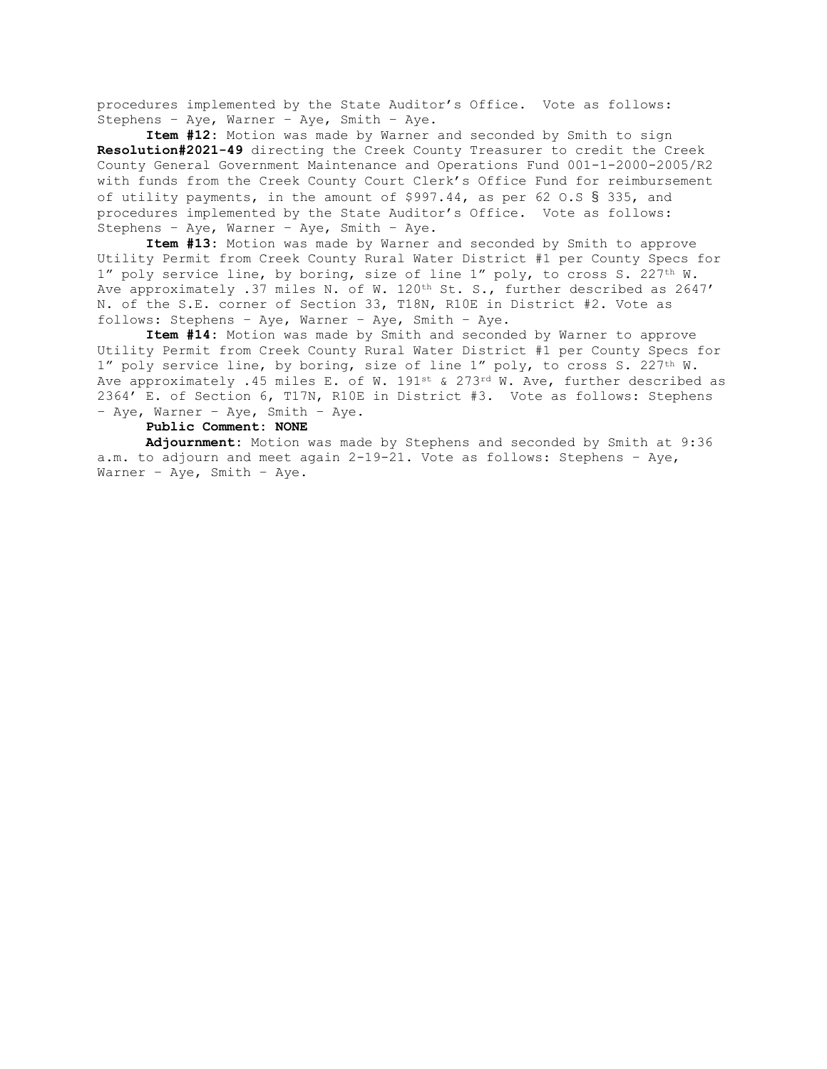procedures implemented by the State Auditor's Office. Vote as follows: Stephens – Aye, Warner – Aye, Smith – Aye.

**Item #12:** Motion was made by Warner and seconded by Smith to sign **Resolution#2021-49** directing the Creek County Treasurer to credit the Creek County General Government Maintenance and Operations Fund 001-1-2000-2005/R2 with funds from the Creek County Court Clerk's Office Fund for reimbursement of utility payments, in the amount of $997.44, as per 62 O.S § 335, and procedures implemented by the State Auditor's Office. Vote as follows: Stephens – Aye, Warner – Aye, Smith – Aye.

**Item #13:** Motion was made by Warner and seconded by Smith to approve Utility Permit from Creek County Rural Water District #1 per County Specs for 1" poly service line, by boring, size of line 1" poly, to cross S. 227th W. Ave approximately .37 miles N. of W. 120th St. S., further described as 2647' N. of the S.E. corner of Section 33, T18N, R10E in District #2. Vote as follows: Stephens – Aye, Warner – Aye, Smith – Aye.

**Item #14:** Motion was made by Smith and seconded by Warner to approve Utility Permit from Creek County Rural Water District #1 per County Specs for 1" poly service line, by boring, size of line 1" poly, to cross S. 227th W. Ave approximately .45 miles E. of W. 191st & 273rd W. Ave, further described as 2364' E. of Section 6, T17N, R10E in District #3. Vote as follows: Stephens – Aye, Warner – Aye, Smith – Aye.

**Public Comment: NONE**

**Adjournment:** Motion was made by Stephens and seconded by Smith at 9:36 a.m. to adjourn and meet again 2-19-21. Vote as follows: Stephens – Aye, Warner – Aye, Smith – Aye.